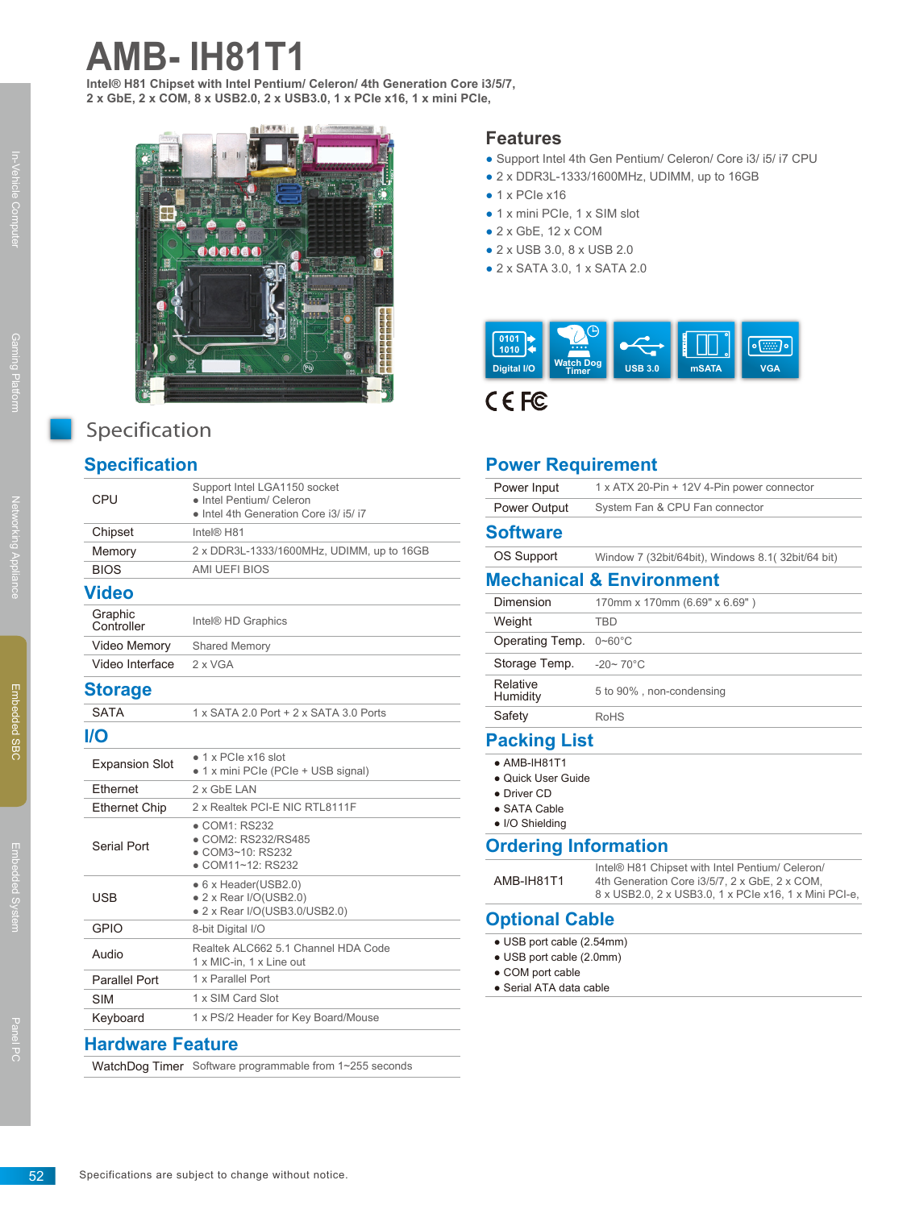# AMB- IH81T1

**Intel® H81 Chipset with Intel Pentium/ Celeron/ 4th Generation Core i3/5/7, 2 x GbE, 2 x COM, 8 x USB2.0, 2 x USB3.0, 1 x PCIe x16, 1 x mini PCIe,**

## Features

- Support Intel 4th Gen Pentium/ Celeron/ Core i3/ i5/ i7 CPU
- 2 x DDR3L-1333/1600MHz, UDIMM, up to 16GB
- 1 x PCIe x16
- 1 x mini PCIe, 1 x SIM slot
- 2 x GbE, 12 x COM
- 2 x USB 3.0, 8 x USB 2.0
- 2 x SATA 3.0, 1 x SATA 2.0

Digital I/O | Watch Dog Timer | USB 3.0 | mSATA | VGA

CE FC

## Specification

### Specification

| | |
|---|---|
| CPU | Support Intel LGA1150 socket<br>● Intel Pentium/ Celeron<br>● Intel 4th Generation Core i3/ i5/ i7 |
| Chipset | Intel® H81 |
| Memory | 2 x DDR3L-1333/1600MHz, UDIMM, up to 16GB |
| BIOS | AMI UEFI BIOS |

### Video

| | |
|---|---|
| Graphic Controller | Intel® HD Graphics |
| Video Memory | Shared Memory |
| Video Interface | 2 x VGA |

### Storage

| | |
|---|---|
| SATA | 1 x SATA 2.0 Port + 2 x SATA 3.0 Ports |

### I/O

| | |
|---|---|
| Expansion Slot | ● 1 x PCIe x16 slot<br>● 1 x mini PCIe (PCIe + USB signal) |
| Ethernet | 2 x GbE LAN |
| Ethernet Chip | 2 x Realtek PCI-E NIC RTL8111F |
| Serial Port | ● COM1: RS232<br>● COM2: RS232/RS485<br>● COM3~10: RS232<br>● COM11~12: RS232 |
| USB | ● 6 x Header(USB2.0)<br>● 2 x Rear I/O(USB2.0)<br>● 2 x Rear I/O(USB3.0/USB2.0) |
| GPIO | 8-bit Digital I/O |
| Audio | Realtek ALC662 5.1 Channel HDA Code<br>1 x MIC-in, 1 x Line out |
| Parallel Port | 1 x Parallel Port |
| SIM | 1 x SIM Card Slot |
| Keyboard | 1 x PS/2 Header for Key Board/Mouse |

### Hardware Feature

| | |
|---|---|
| WatchDog Timer | Software programmable from 1~255 seconds |

### Power Requirement

| | |
|---|---|
| Power Input | 1 x ATX 20-Pin + 12V 4-Pin power connector |
| Power Output | System Fan & CPU Fan connector |

### Software

| | |
|---|---|
| OS Support | Window 7 (32bit/64bit), Windows 8.1( 32bit/64 bit) |

### Mechanical & Environment

| | |
|---|---|
| Dimension | 170mm x 170mm (6.69" x 6.69" ) |
| Weight | TBD |
| Operating Temp. | 0~60°C |
| Storage Temp. | -20~ 70°C |
| Relative Humidity | 5 to 90% , non-condensing |
| Safety | RoHS |

### Packing List

- AMB-IH81T1
- Quick User Guide
- Driver CD
- SATA Cable
- I/O Shielding

### Ordering Information

| | |
|---|---|
| AMB-IH81T1 | Intel® H81 Chipset with Intel Pentium/ Celeron/ 4th Generation Core i3/5/7, 2 x GbE, 2 x COM, 8 x USB2.0, 2 x USB3.0, 1 x PCIe x16, 1 x Mini PCI-e, |

### Optional Cable

- USB port cable (2.54mm)
- USB port cable (2.0mm)
- COM port cable
- Serial ATA data cable

Specifications are subject to change without notice.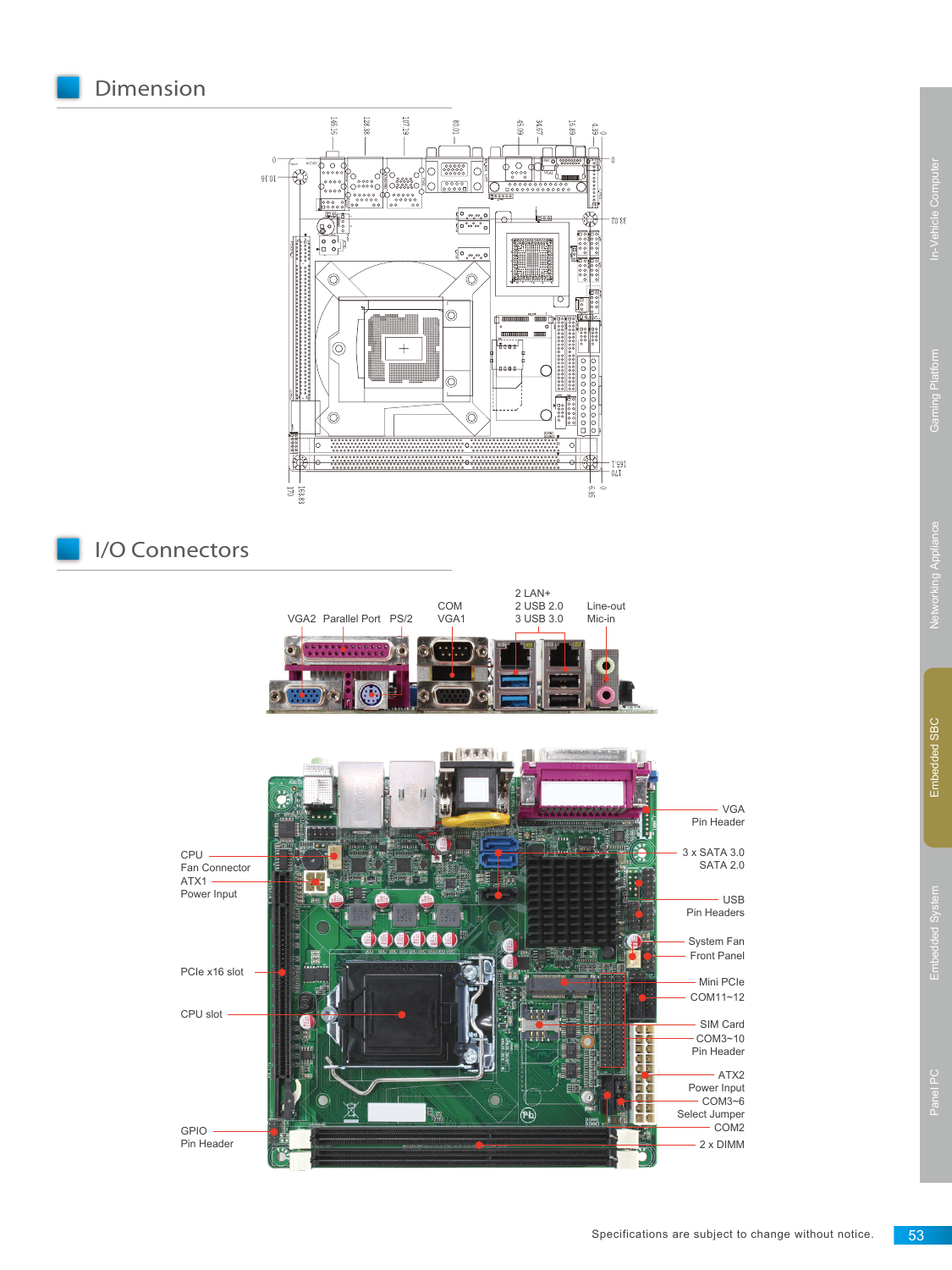## Dimension

146.16
128.38
107.19
81.01
45.09
34.67
15.89
4.39
0
0
10.16
33.02
165.1
170
170
163.83
6.35
0

## I/O Connectors

VGA2
Parallel Port
PS/2
COM
VGA1
2 LAN+
2 USB 2.0
3 USB 3.0
Line-out
Mic-in

CPU
Fan Connector
ATX1
Power Input
PCIe x16 slot
CPU slot
GPIO
Pin Header

VGA
Pin Header
3 x SATA 3.0
SATA 2.0
USB
Pin Headers
System Fan
Front Panel
Mini PCIe
COM11~12
SIM Card
COM3~10
Pin Header
ATX2
Power Input
COM3~6
Select Jumper
COM2
2 x DIMM

Specifications are subject to change without notice.